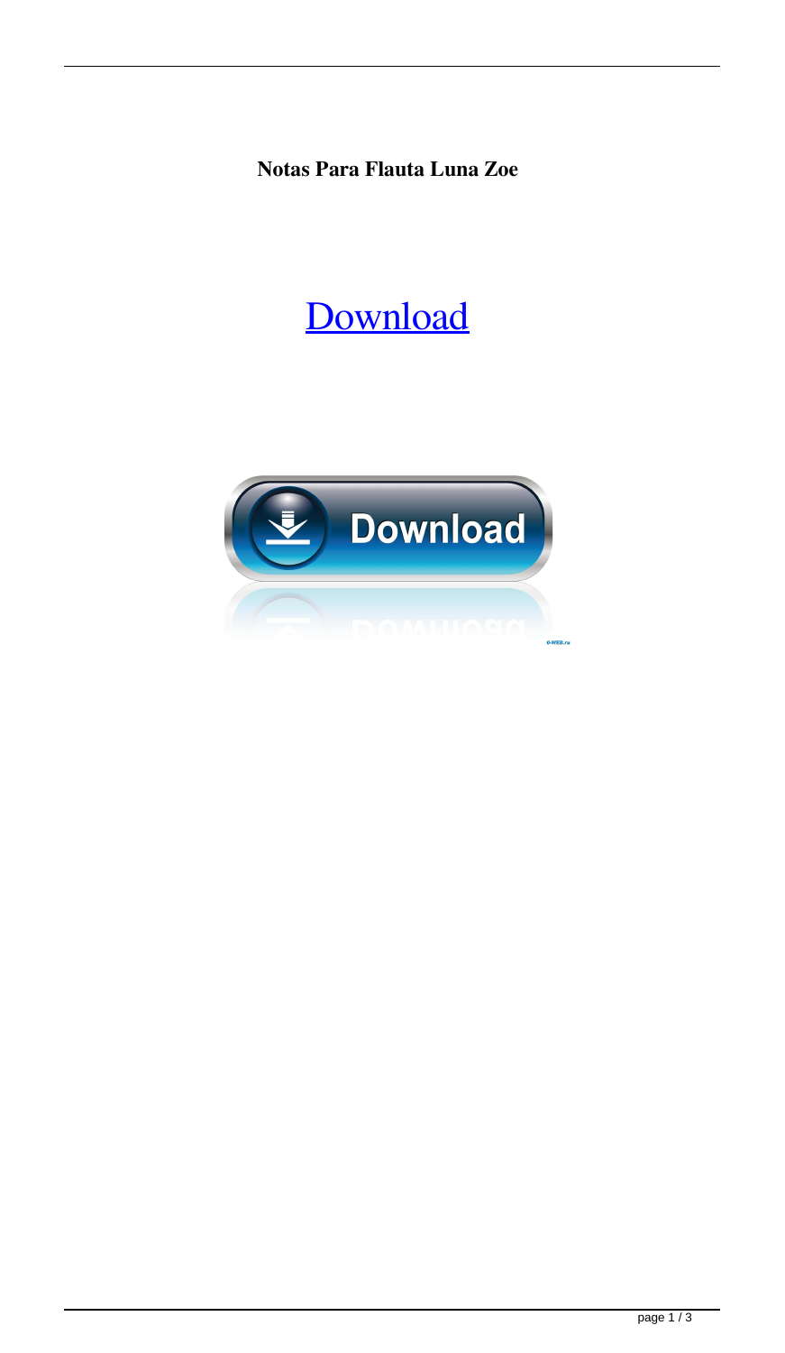**Notas Para Flauta Luna Zoe**

Download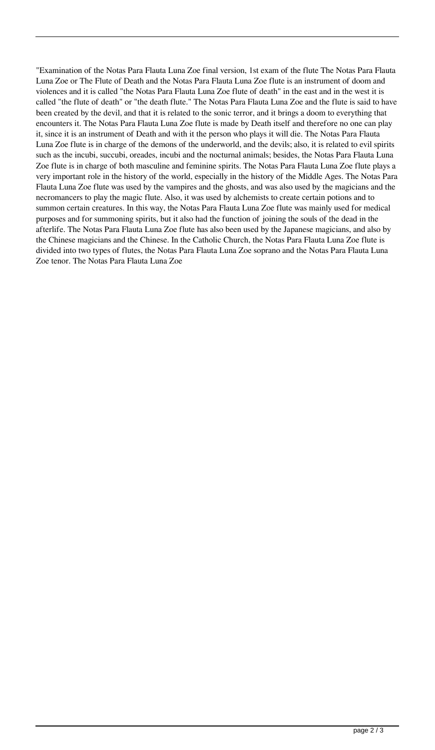"Examination of the Notas Para Flauta Luna Zoe final version, 1st exam of the flute The Notas Para Flauta Luna Zoe or The Flute of Death and the Notas Para Flauta Luna Zoe flute is an instrument of doom and violences and it is called "the Notas Para Flauta Luna Zoe flute of death" in the east and in the west it is called "the flute of death" or "the death flute." The Notas Para Flauta Luna Zoe and the flute is said to have been created by the devil, and that it is related to the sonic terror, and it brings a doom to everything that encounters it. The Notas Para Flauta Luna Zoe flute is made by Death itself and therefore no one can play it, since it is an instrument of Death and with it the person who plays it will die. The Notas Para Flauta Luna Zoe flute is in charge of the demons of the underworld, and the devils; also, it is related to evil spirits such as the incubi, succubi, oreades, incubi and the nocturnal animals; besides, the Notas Para Flauta Luna Zoe flute is in charge of both masculine and feminine spirits. The Notas Para Flauta Luna Zoe flute plays a very important role in the history of the world, especially in the history of the Middle Ages. The Notas Para Flauta Luna Zoe flute was used by the vampires and the ghosts, and was also used by the magicians and the necromancers to play the magic flute. Also, it was used by alchemists to create certain potions and to summon certain creatures. In this way, the Notas Para Flauta Luna Zoe flute was mainly used for medical purposes and for summoning spirits, but it also had the function of joining the souls of the dead in the afterlife. The Notas Para Flauta Luna Zoe flute has also been used by the Japanese magicians, and also by the Chinese magicians and the Chinese. In the Catholic Church, the Notas Para Flauta Luna Zoe flute is divided into two types of flutes, the Notas Para Flauta Luna Zoe soprano and the Notas Para Flauta Luna Zoe tenor. The Notas Para Flauta Luna Zoe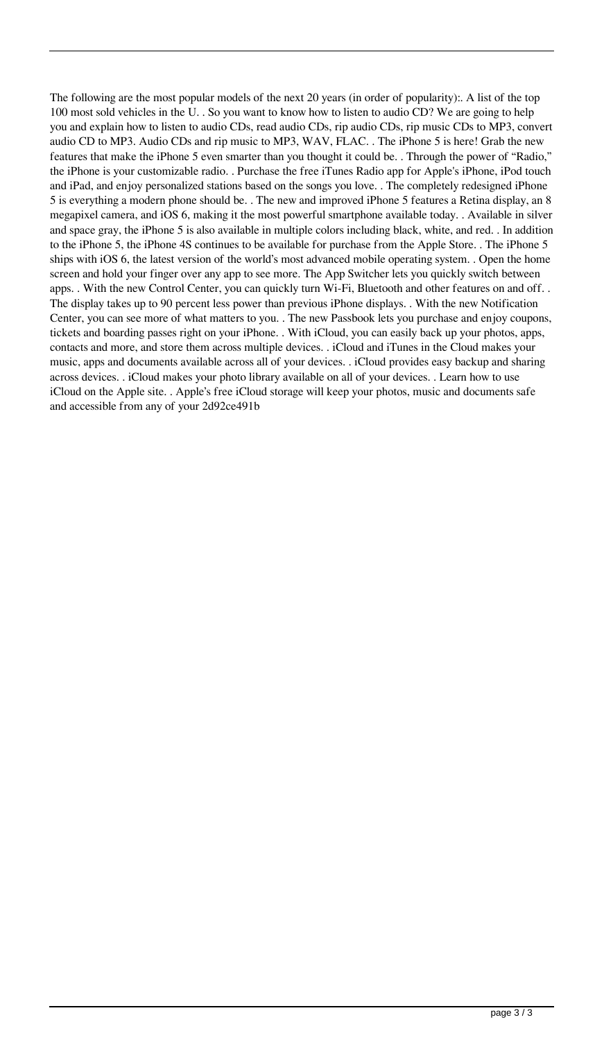The following are the most popular models of the next 20 years (in order of popularity):. A list of the top 100 most sold vehicles in the U. . So you want to know how to listen to audio CD? We are going to help you and explain how to listen to audio CDs, read audio CDs, rip audio CDs, rip music CDs to MP3, convert audio CD to MP3. Audio CDs and rip music to MP3, WAV, FLAC. . The iPhone 5 is here! Grab the new features that make the iPhone 5 even smarter than you thought it could be. . Through the power of "Radio," the iPhone is your customizable radio. . Purchase the free iTunes Radio app for Apple's iPhone, iPod touch and iPad, and enjoy personalized stations based on the songs you love. . The completely redesigned iPhone 5 is everything a modern phone should be. . The new and improved iPhone 5 features a Retina display, an 8 megapixel camera, and iOS 6, making it the most powerful smartphone available today. . Available in silver and space gray, the iPhone 5 is also available in multiple colors including black, white, and red. . In addition to the iPhone 5, the iPhone 4S continues to be available for purchase from the Apple Store. . The iPhone 5 ships with iOS 6, the latest version of the world's most advanced mobile operating system. . Open the home screen and hold your finger over any app to see more. The App Switcher lets you quickly switch between apps. . With the new Control Center, you can quickly turn Wi-Fi, Bluetooth and other features on and off. . The display takes up to 90 percent less power than previous iPhone displays. . With the new Notification Center, you can see more of what matters to you. . The new Passbook lets you purchase and enjoy coupons, tickets and boarding passes right on your iPhone. . With iCloud, you can easily back up your photos, apps, contacts and more, and store them across multiple devices. . iCloud and iTunes in the Cloud makes your music, apps and documents available across all of your devices. . iCloud provides easy backup and sharing across devices. . iCloud makes your photo library available on all of your devices. . Learn how to use iCloud on the Apple site. . Apple's free iCloud storage will keep your photos, music and documents safe and accessible from any of your 2d92ce491b